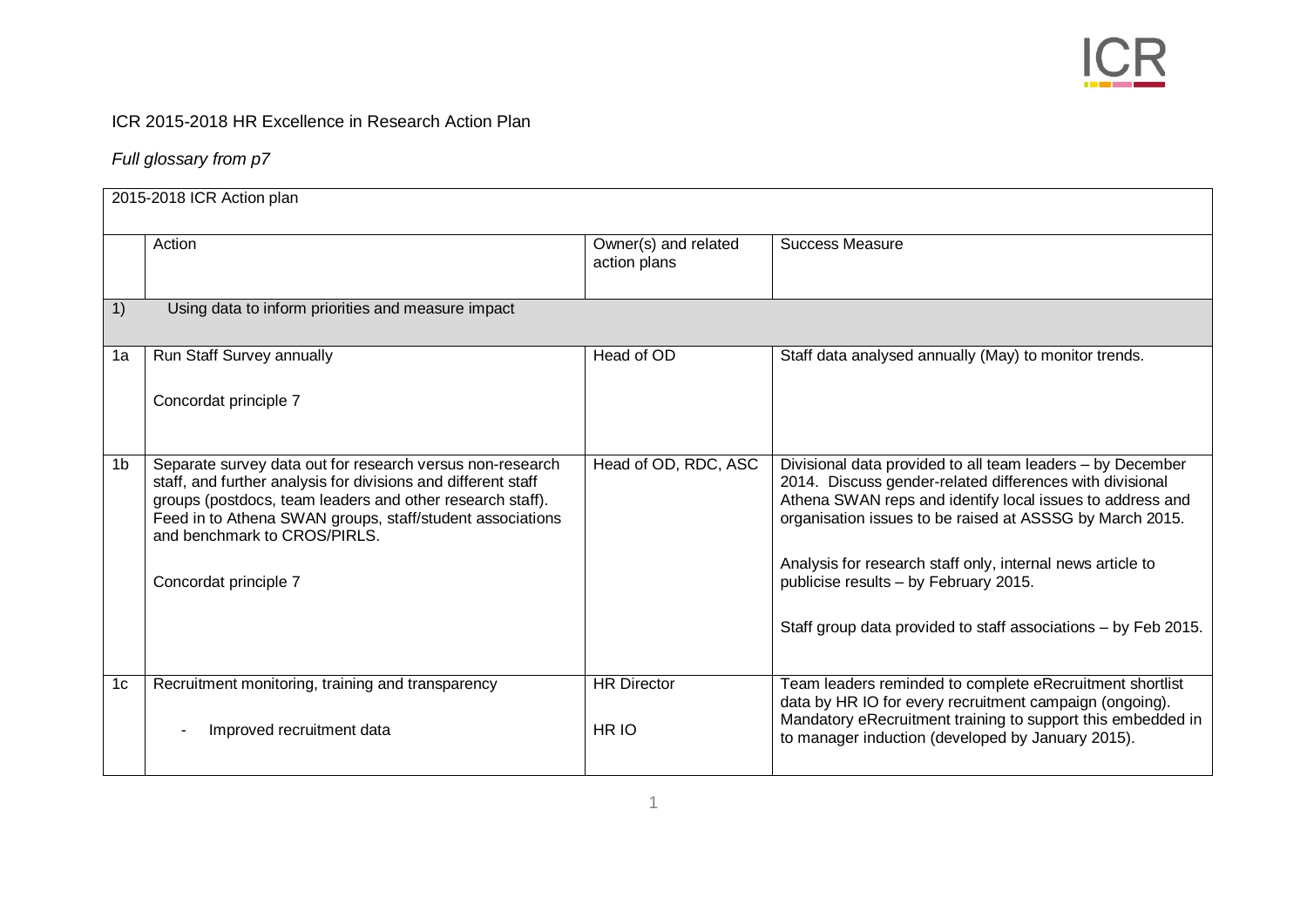ICR 2015-2018 HR Excellence in Research Action Plan

*Full glossary from p7*

| 2015-2018 ICR Action plan | | | |
|---|---|---|---|
| | Action | Owner(s) and related action plans | Success Measure |
| 1) | Using data to inform priorities and measure impact | | |
| 1a | Run Staff Survey annually<br><br>Concordat principle 7 | Head of OD | Staff data analysed annually (May) to monitor trends. |
| 1b | Separate survey data out for research versus non-research staff, and further analysis for divisions and different staff groups (postdocs, team leaders and other research staff). Feed in to Athena SWAN groups, staff/student associations and benchmark to CROS/PIRLS.<br><br>Concordat principle 7 | Head of OD, RDC, ASC | Divisional data provided to all team leaders – by December 2014. Discuss gender-related differences with divisional Athena SWAN reps and identify local issues to address and organisation issues to be raised at ASSSG by March 2015.<br><br>Analysis for research staff only, internal news article to publicise results – by February 2015.<br><br>Staff group data provided to staff associations – by Feb 2015. |
| 1c | Recruitment monitoring, training and transparency<br><br>- Improved recruitment data | HR Director<br><br>HR IO | Team leaders reminded to complete eRecruitment shortlist data by HR IO for every recruitment campaign (ongoing). Mandatory eRecruitment training to support this embedded in to manager induction (developed by January 2015). |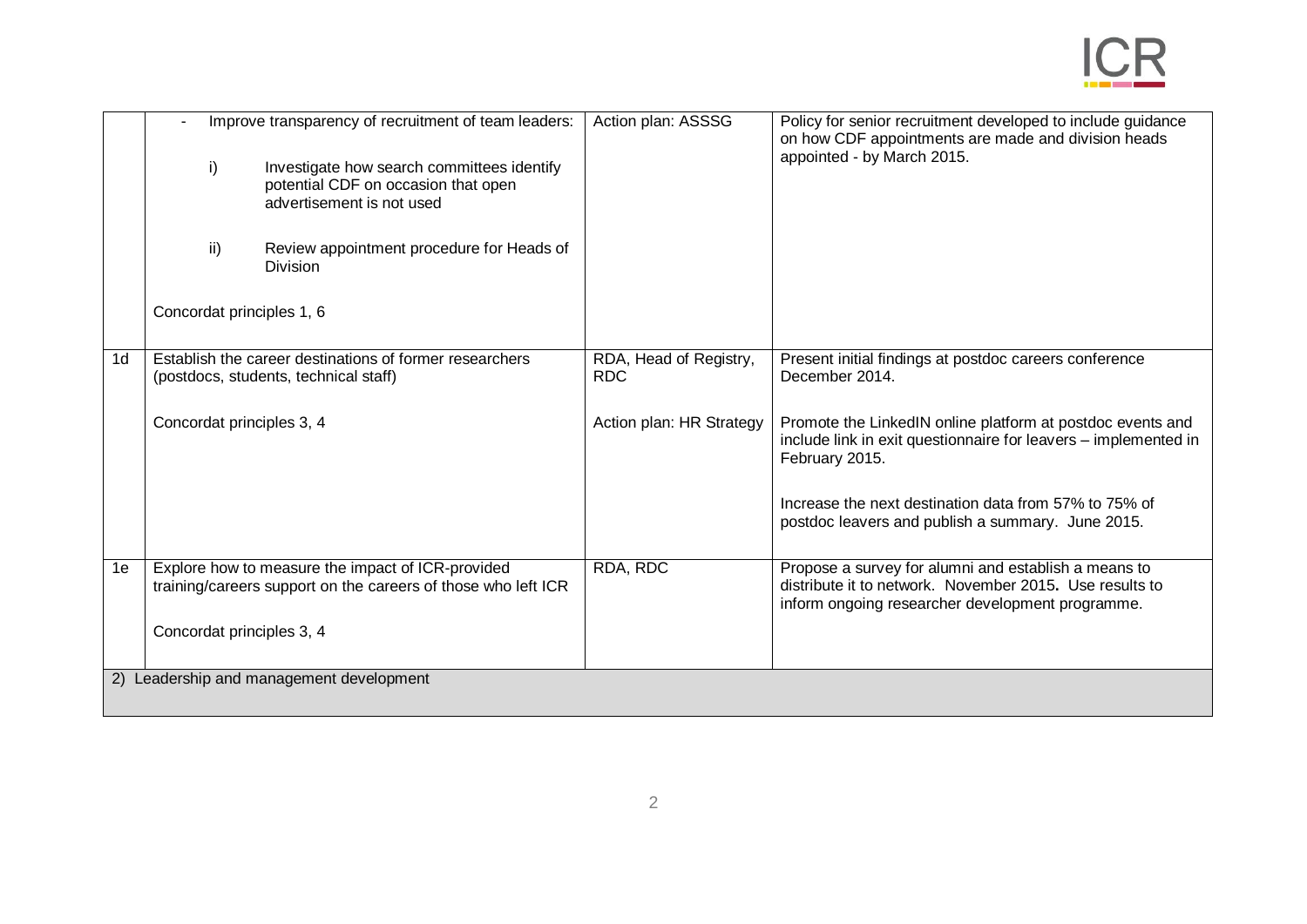| | | | |
|---|---|---|---|
| | - Improve transparency of recruitment of team leaders:<br><br>i) Investigate how search committees identify potential CDF on occasion that open advertisement is not used<br><br>ii) Review appointment procedure for Heads of Division<br><br>Concordat principles 1, 6 | Action plan: ASSSG | Policy for senior recruitment developed to include guidance on how CDF appointments are made and division heads appointed - by March 2015. |
| 1d | Establish the career destinations of former researchers (postdocs, students, technical staff)<br><br>Concordat principles 3, 4 | RDA, Head of Registry, RDC<br><br>Action plan: HR Strategy | Present initial findings at postdoc careers conference December 2014.<br><br>Promote the LinkedIN online platform at postdoc events and include link in exit questionnaire for leavers – implemented in February 2015.<br><br>Increase the next destination data from 57% to 75% of postdoc leavers and publish a summary. June 2015. |
| 1e | Explore how to measure the impact of ICR-provided training/careers support on the careers of those who left ICR<br><br>Concordat principles 3, 4 | RDA, RDC | Propose a survey for alumni and establish a means to distribute it to network. November 2015**.** Use results to inform ongoing researcher development programme. |
| 2) Leadership and management development | | | |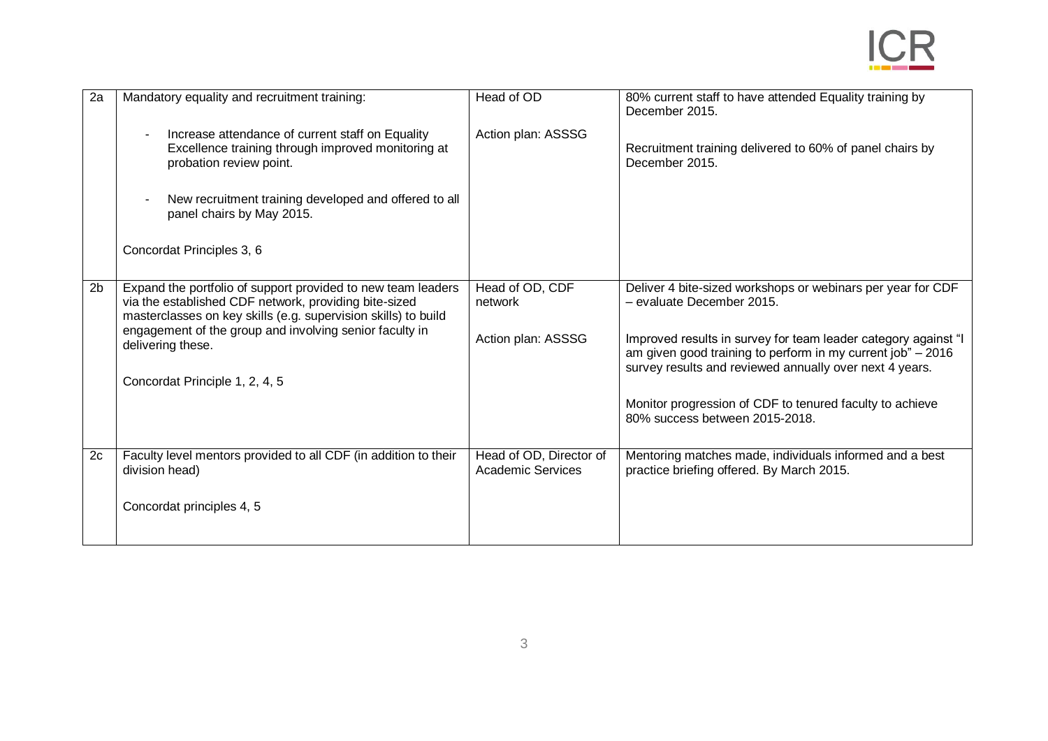| | | | |
|---|---|---|---|
| 2a | Mandatory equality and recruitment training:<br><br>- Increase attendance of current staff on Equality Excellence training through improved monitoring at probation review point.<br><br>- New recruitment training developed and offered to all panel chairs by May 2015.<br><br>Concordat Principles 3, 6 | Head of OD<br><br>Action plan: ASSSG | 80% current staff to have attended Equality training by December 2015.<br><br>Recruitment training delivered to 60% of panel chairs by December 2015. |
| 2b | Expand the portfolio of support provided to new team leaders via the established CDF network, providing bite-sized masterclasses on key skills (e.g. supervision skills) to build engagement of the group and involving senior faculty in delivering these.<br><br>Concordat Principle 1, 2, 4, 5 | Head of OD, CDF network<br><br>Action plan: ASSSG | Deliver 4 bite-sized workshops or webinars per year for CDF – evaluate December 2015.<br><br>Improved results in survey for team leader category against "I am given good training to perform in my current job" – 2016 survey results and reviewed annually over next 4 years.<br><br>Monitor progression of CDF to tenured faculty to achieve 80% success between 2015-2018. |
| 2c | Faculty level mentors provided to all CDF (in addition to their division head)<br><br>Concordat principles 4, 5 | Head of OD, Director of Academic Services | Mentoring matches made, individuals informed and a best practice briefing offered. By March 2015. |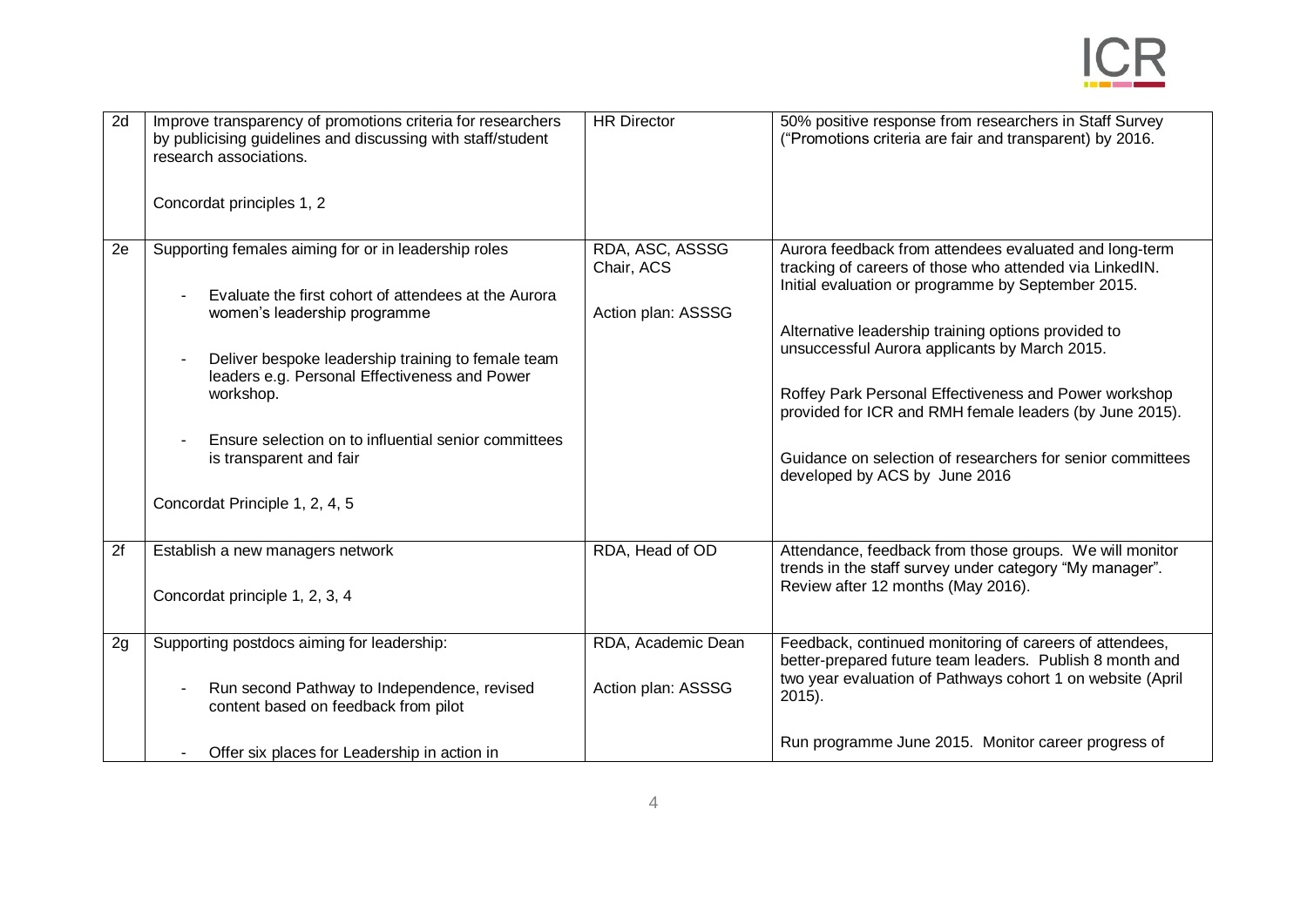| | | | |
|---|---|---|---|
| 2d | Improve transparency of promotions criteria for researchers by publicising guidelines and discussing with staff/student research associations.<br><br>Concordat principles 1, 2 | HR Director | 50% positive response from researchers in Staff Survey ("Promotions criteria are fair and transparent) by 2016. |
| 2e | Supporting females aiming for or in leadership roles<br><br>- Evaluate the first cohort of attendees at the Aurora women's leadership programme<br><br>- Deliver bespoke leadership training to female team leaders e.g. Personal Effectiveness and Power workshop.<br><br>- Ensure selection on to influential senior committees is transparent and fair<br><br>Concordat Principle 1, 2, 4, 5 | RDA, ASC, ASSSG Chair, ACS<br><br>Action plan: ASSSG | Aurora feedback from attendees evaluated and long-term tracking of careers of those who attended via LinkedIN. Initial evaluation or programme by September 2015.<br><br>Alternative leadership training options provided to unsuccessful Aurora applicants by March 2015.<br><br>Roffey Park Personal Effectiveness and Power workshop provided for ICR and RMH female leaders (by June 2015).<br><br>Guidance on selection of researchers for senior committees developed by ACS by June 2016 |
| 2f | Establish a new managers network<br><br>Concordat principle 1, 2, 3, 4 | RDA, Head of OD | Attendance, feedback from those groups. We will monitor trends in the staff survey under category "My manager". Review after 12 months (May 2016). |
| 2g | Supporting postdocs aiming for leadership:<br><br>- Run second Pathway to Independence, revised content based on feedback from pilot<br><br>- Offer six places for Leadership in action in | RDA, Academic Dean<br><br>Action plan: ASSSG | Feedback, continued monitoring of careers of attendees, better-prepared future team leaders. Publish 8 month and two year evaluation of Pathways cohort 1 on website (April 2015).<br><br>Run programme June 2015. Monitor career progress of |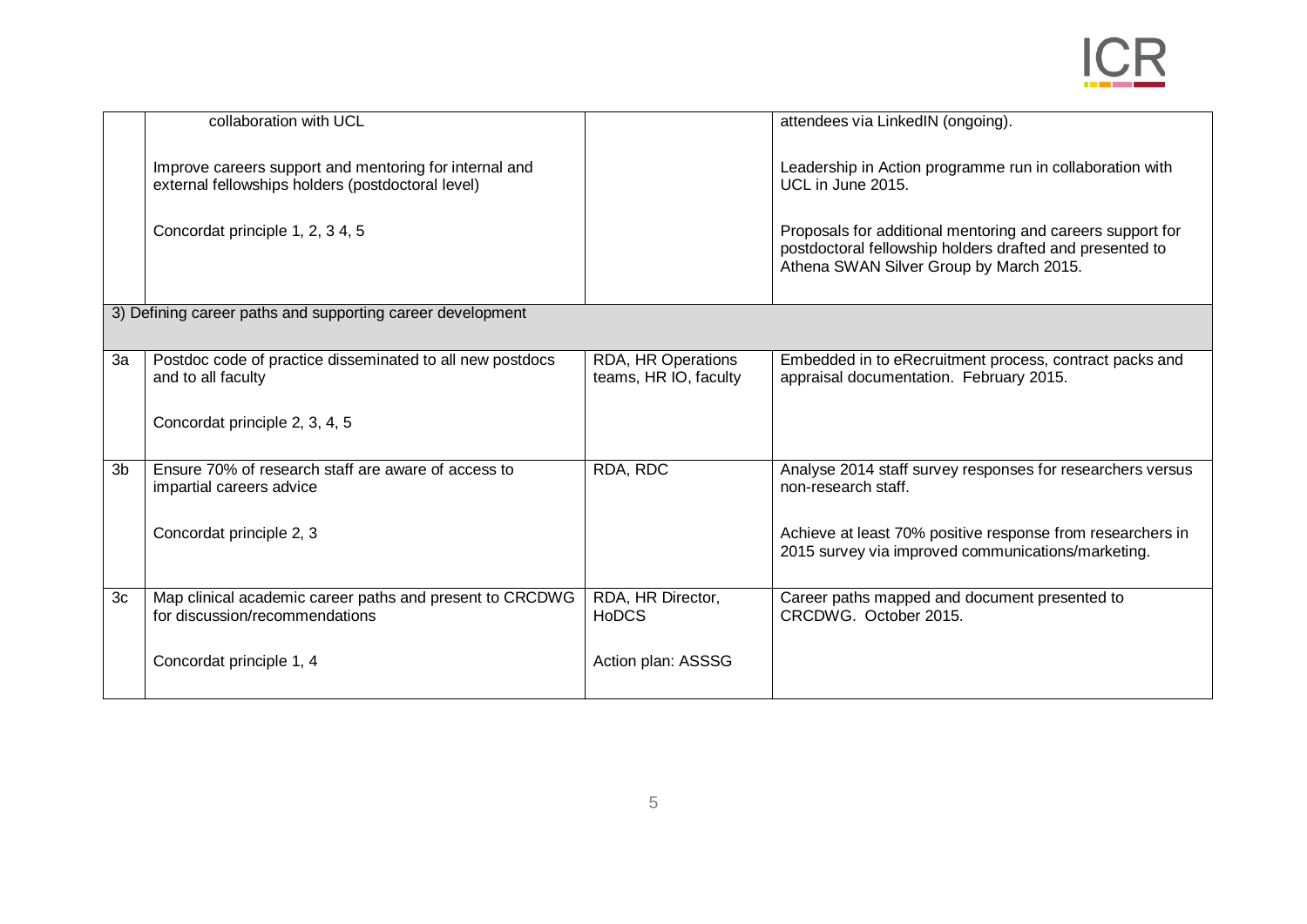| | | | |
|---|---|---|---|
| | collaboration with UCL<br><br>Improve careers support and mentoring for internal and external fellowships holders (postdoctoral level)<br><br>Concordat principle 1, 2, 3 4, 5 | | attendees via LinkedIN (ongoing).<br><br>Leadership in Action programme run in collaboration with UCL in June 2015.<br><br>Proposals for additional mentoring and careers support for postdoctoral fellowship holders drafted and presented to Athena SWAN Silver Group by March 2015. |
| 3) Defining career paths and supporting career development | | | |
| 3a | Postdoc code of practice disseminated to all new postdocs and to all faculty<br><br>Concordat principle 2, 3, 4, 5 | RDA, HR Operations teams, HR IO, faculty | Embedded in to eRecruitment process, contract packs and appraisal documentation. February 2015. |
| 3b | Ensure 70% of research staff are aware of access to impartial careers advice<br><br>Concordat principle 2, 3 | RDA, RDC | Analyse 2014 staff survey responses for researchers versus non-research staff.<br><br>Achieve at least 70% positive response from researchers in 2015 survey via improved communications/marketing. |
| 3c | Map clinical academic career paths and present to CRCDWG for discussion/recommendations<br><br>Concordat principle 1, 4 | RDA, HR Director, HoDCS<br><br>Action plan: ASSSG | Career paths mapped and document presented to CRCDWG. October 2015. |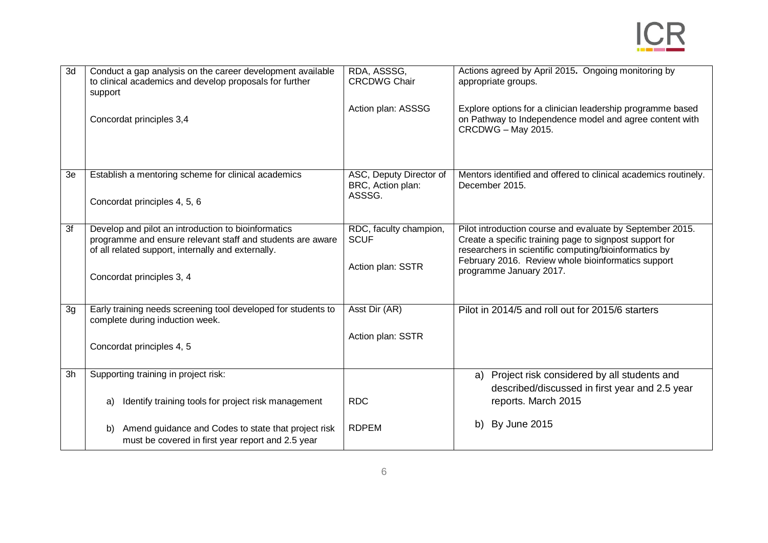| | | | |
|---|---|---|---|
| 3d | Conduct a gap analysis on the career development available to clinical academics and develop proposals for further support<br><br>Concordat principles 3,4 | RDA, ASSSG, CRCDWG Chair<br><br>Action plan: ASSSG | Actions agreed by April 2015**.** Ongoing monitoring by appropriate groups.<br><br>Explore options for a clinician leadership programme based on Pathway to Independence model and agree content with CRCDWG – May 2015. |
| 3e | Establish a mentoring scheme for clinical academics<br><br>Concordat principles 4, 5, 6 | ASC, Deputy Director of BRC, Action plan: ASSSG. | Mentors identified and offered to clinical academics routinely. December 2015. |
| 3f | Develop and pilot an introduction to bioinformatics programme and ensure relevant staff and students are aware of all related support, internally and externally.<br><br>Concordat principles 3, 4 | RDC, faculty champion, SCUF<br><br>Action plan: SSTR | Pilot introduction course and evaluate by September 2015. Create a specific training page to signpost support for researchers in scientific computing/bioinformatics by February 2016. Review whole bioinformatics support programme January 2017. |
| 3g | Early training needs screening tool developed for students to complete during induction week.<br><br>Concordat principles 4, 5 | Asst Dir (AR)<br><br>Action plan: SSTR | Pilot in 2014/5 and roll out for 2015/6 starters |
| 3h | Supporting training in project risk:<br><br>a) Identify training tools for project risk management<br><br>b) Amend guidance and Codes to state that project risk must be covered in first year report and 2.5 year | <br><br>RDC<br><br>RDPEM | a) Project risk considered by all students and described/discussed in first year and 2.5 year reports. March 2015<br><br>b) By June 2015 |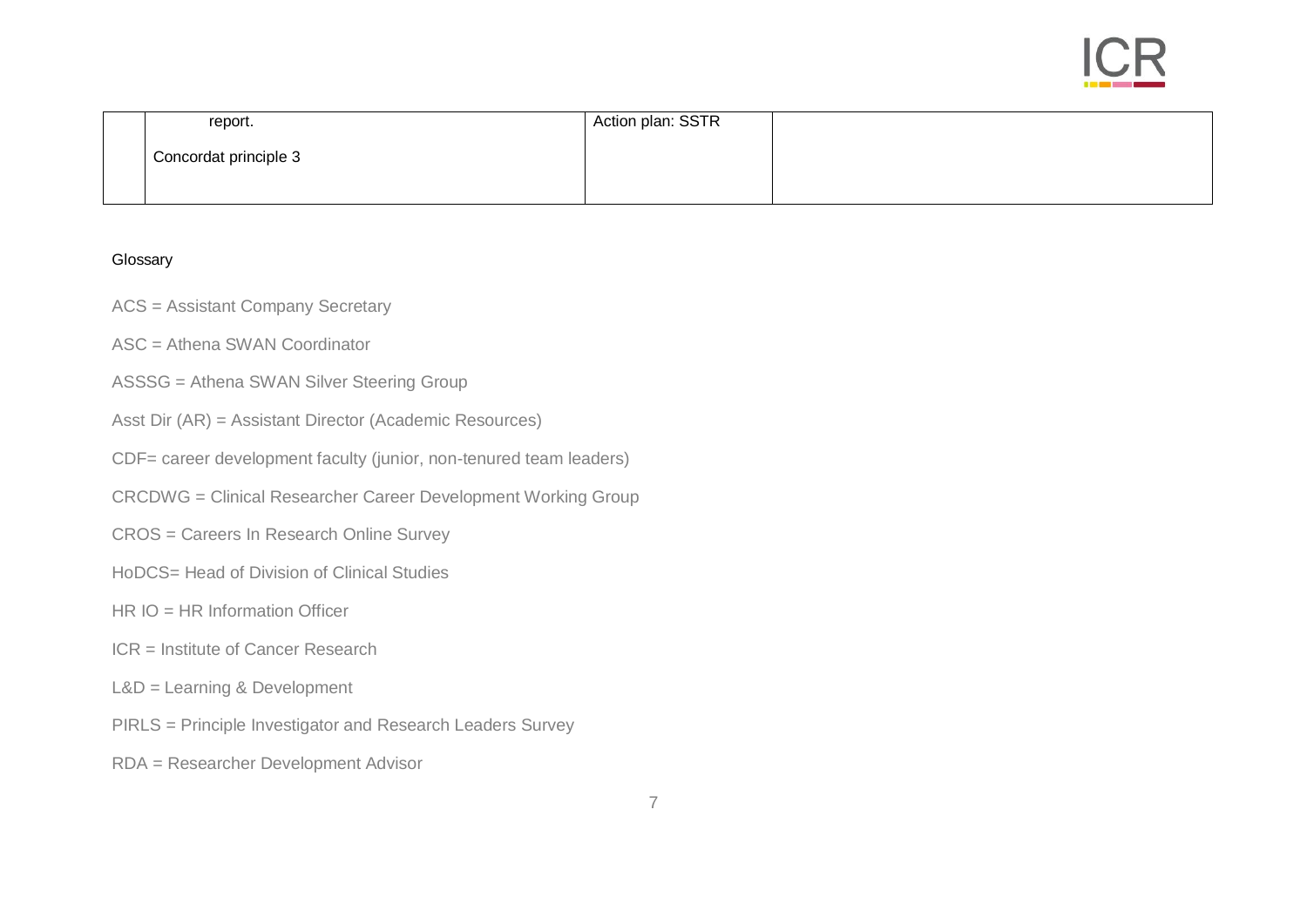|  | report.<br><br>Concordat principle 3 | Action plan: SSTR |  |
|---|---|---|---|

Glossary

ACS = Assistant Company Secretary

ASC = Athena SWAN Coordinator

ASSSG = Athena SWAN Silver Steering Group

Asst Dir (AR) = Assistant Director (Academic Resources)

CDF= career development faculty (junior, non-tenured team leaders)

CRCDWG = Clinical Researcher Career Development Working Group

CROS = Careers In Research Online Survey

HoDCS= Head of Division of Clinical Studies

HR IO = HR Information Officer

ICR = Institute of Cancer Research

L&D = Learning & Development

PIRLS = Principle Investigator and Research Leaders Survey

RDA = Researcher Development Advisor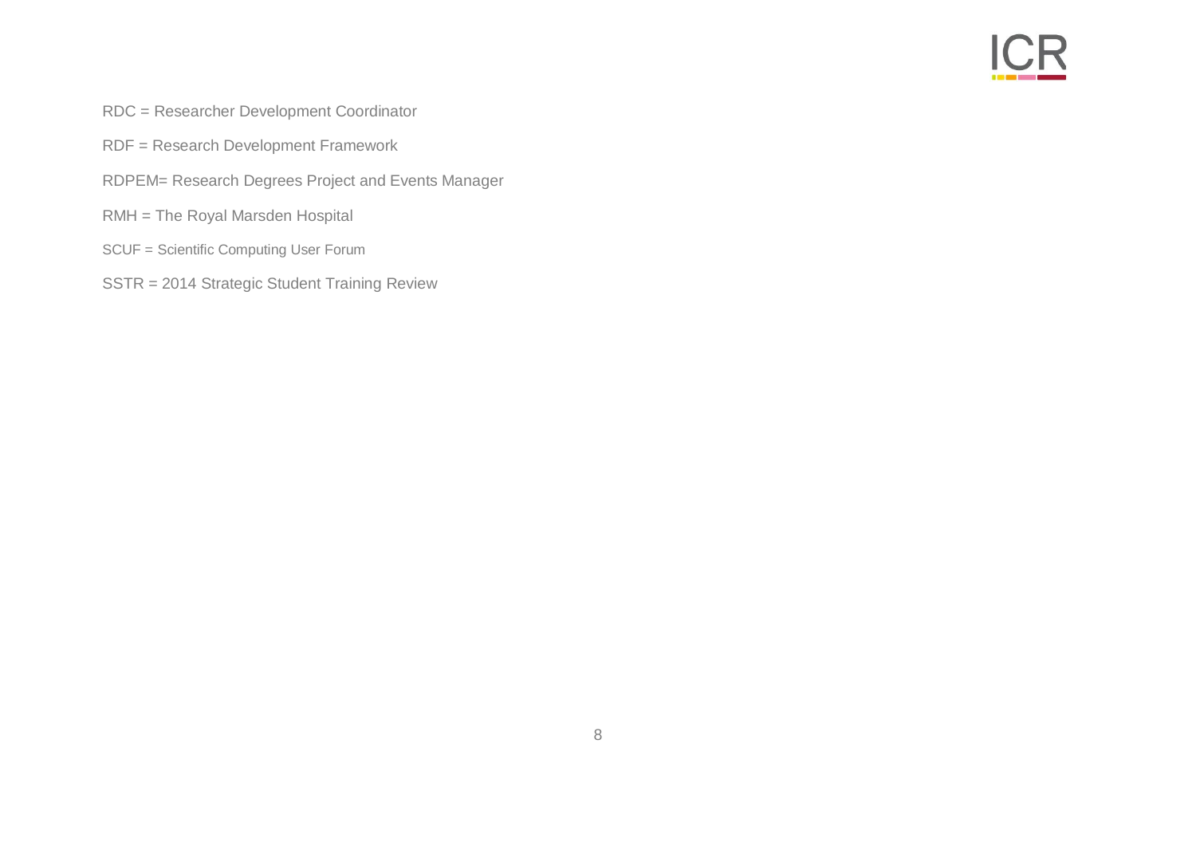RDC = Researcher Development Coordinator

RDF = Research Development Framework

RDPEM= Research Degrees Project and Events Manager

RMH = The Royal Marsden Hospital

SCUF = Scientific Computing User Forum

SSTR = 2014 Strategic Student Training Review